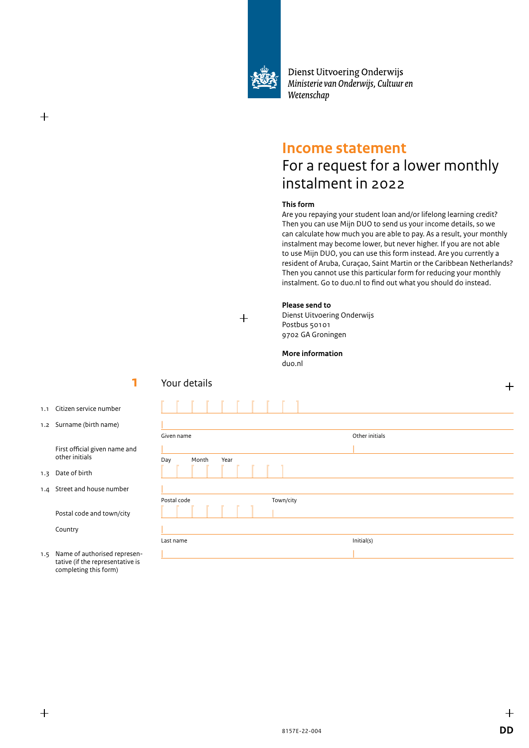Dienst Uitvoering Onderwijs
*Ministerie van Onderwijs, Cultuur en Wetenschap*

# Income statement

## For a request for a lower monthly instalment in 2022

**This form**
Are you repaying your student loan and/or lifelong learning credit? Then you can use Mijn DUO to send us your income details, so we can calculate how much you are able to pay. As a result, your monthly instalment may become lower, but never higher. If you are not able to use Mijn DUO, you can use this form instead. Are you currently a resident of Aruba, Curaçao, Saint Martin or the Caribbean Netherlands? Then you cannot use this particular form for reducing your monthly instalment. Go to duo.nl to find out what you should do instead.

**Please send to**
Dienst Uitvoering Onderwijs
Postbus 50101
9702 GA Groningen

**More information**
duo.nl

## 1 Your details

1.1 Citizen service number

1.2 Surname (birth name)

First official given name and other initials
Given name | Other initials

1.3 Date of birth
Day | Month | Year

1.4 Street and house number

Postal code and town/city
Postal code | Town/city

Country

1.5 Name of authorised representative (if the representative is completing this form)
Last name | Initial(s)

8157E-22-004 **DD**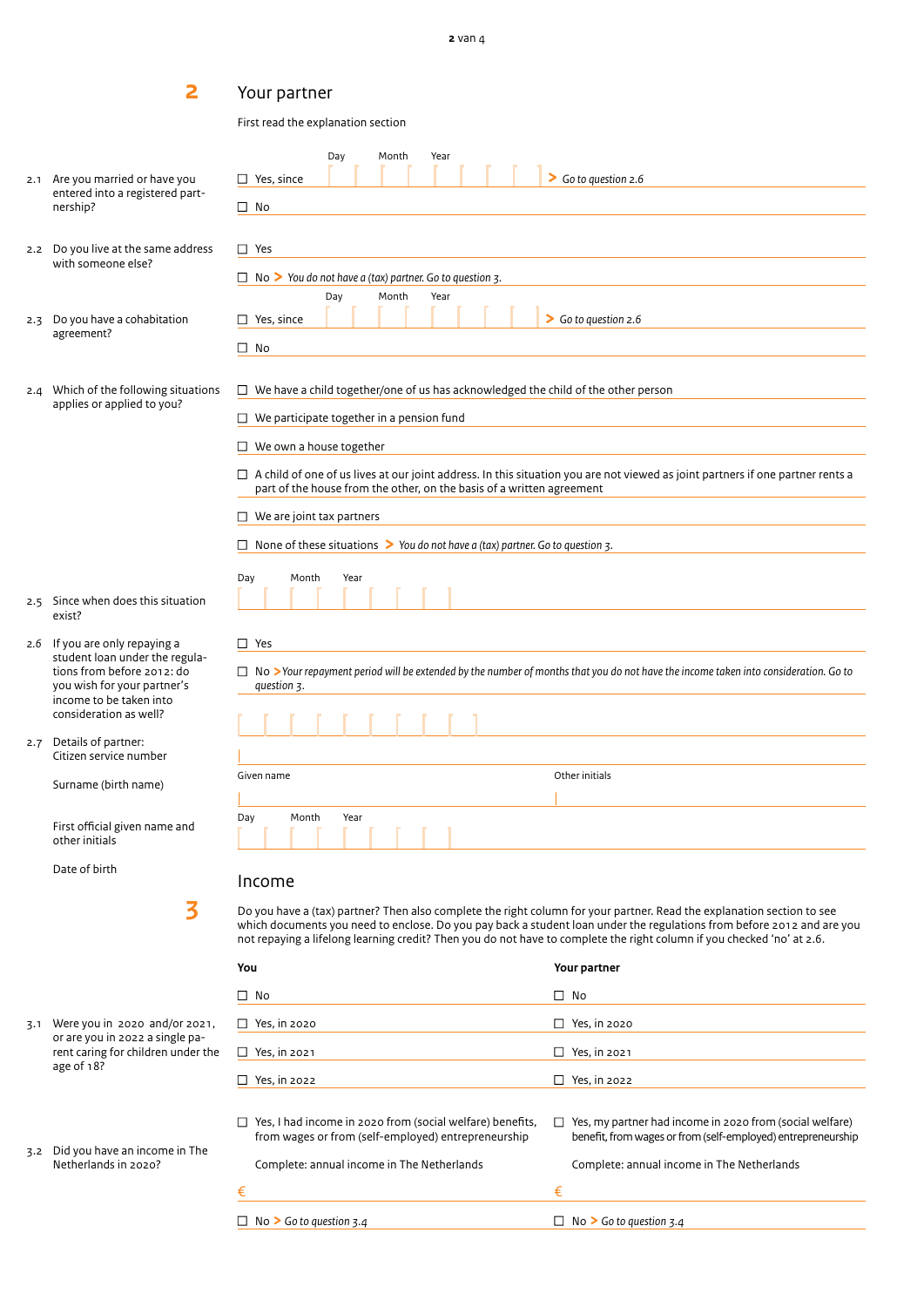## 2 Your partner

First read the explanation section

**2.1** Are you married or have you entered into a registered partnership?

☐ Yes, since Day Month Year > *Go to question 2.6*

☐ No

**2.2** Do you live at the same address with someone else?

☐ Yes

☐ No > *You do not have a (tax) partner. Go to question 3.*

**2.3** Do you have a cohabitation agreement?

☐ Yes, since Day Month Year > *Go to question 2.6*

☐ No

**2.4** Which of the following situations applies or applied to you?

☐ We have a child together/one of us has acknowledged the child of the other person

☐ We participate together in a pension fund

☐ We own a house together

☐ A child of one of us lives at our joint address. In this situation you are not viewed as joint partners if one partner rents a part of the house from the other, on the basis of a written agreement

☐ We are joint tax partners

☐ None of these situations > *You do not have a (tax) partner. Go to question 3.*

**2.5** Since when does this situation exist?

Day Month Year

**2.6** If you are only repaying a student loan under the regulations from before 2012: do you wish for your partner's income to be taken into consideration as well?

☐ Yes

☐ No > *Your repayment period will be extended by the number of months that you do not have the income taken into consideration. Go to question 3.*

**2.7** Details of partner:

Citizen service number

Surname (birth name)

First official given name and other initials

Given name | Other initials

Date of birth

Day Month Year

## 3 Income

Do you have a (tax) partner? Then also complete the right column for your partner. Read the explanation section to see which documents you need to enclose. Do you pay back a student loan under the regulations from before 2012 and are you not repaying a lifelong learning credit? Then you do not have to complete the right column if you checked 'no' at 2.6.

| | **You** | **Your partner** |
|---|---|---|
| **3.1** Were you in 2020 and/or 2021, or are you in 2022 a single parent caring for children under the age of 18? | ☐ No | ☐ No |
| | ☐ Yes, in 2020 | ☐ Yes, in 2020 |
| | ☐ Yes, in 2021 | ☐ Yes, in 2021 |
| | ☐ Yes, in 2022 | ☐ Yes, in 2022 |
| **3.2** Did you have an income in The Netherlands in 2020? | ☐ Yes, I had income in 2020 from (social welfare) benefits, from wages or from (self-employed) entrepreneurship | ☐ Yes, my partner had income in 2020 from (social welfare) benefit, from wages or from (self-employed) entrepreneurship |
| | Complete: annual income in The Netherlands | Complete: annual income in The Netherlands |
| | € | € |
| | ☐ No > *Go to question 3.4* | ☐ No > *Go to question 3.4* |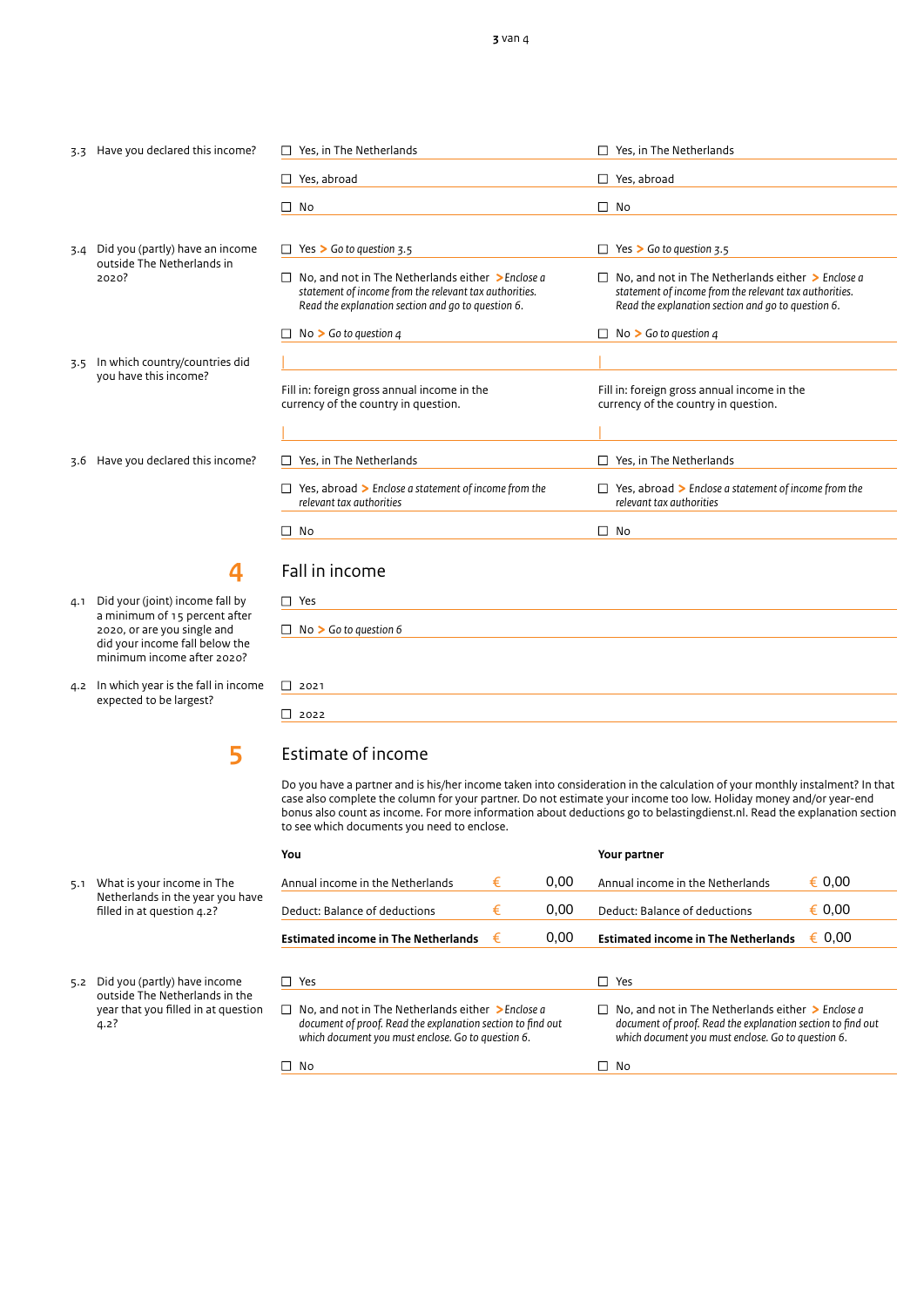**3.3** Have you declared this income?

| | You | Your partner |
|---|---|---|
| | ☐ Yes, in The Netherlands | ☐ Yes, in The Netherlands |
| | ☐ Yes, abroad | ☐ Yes, abroad |
| | ☐ No | ☐ No |

**3.4** Did you (partly) have an income outside The Netherlands in 2020?

| | You | Your partner |
|---|---|---|
| | ☐ Yes > *Go to question 3.5* | ☐ Yes > *Go to question 3.5* |
| | ☐ No, and not in The Netherlands either > *Enclose a statement of income from the relevant tax authorities. Read the explanation section and go to question 6.* | ☐ No, and not in The Netherlands either > *Enclose a statement of income from the relevant tax authorities. Read the explanation section and go to question 6.* |
| | ☐ No > *Go to question 4* | ☐ No > *Go to question 4* |

**3.5** In which country/countries did you have this income?

| | You | Your partner |
|---|---|---|
| | | |
| | Fill in: foreign gross annual income in the currency of the country in question. | Fill in: foreign gross annual income in the currency of the country in question. |
| | | |

**3.6** Have you declared this income?

| | You | Your partner |
|---|---|---|
| | ☐ Yes, in The Netherlands | ☐ Yes, in The Netherlands |
| | ☐ Yes, abroad > *Enclose a statement of income from the relevant tax authorities* | ☐ Yes, abroad > *Enclose a statement of income from the relevant tax authorities* |
| | ☐ No | ☐ No |

## 4 Fall in income

**4.1** Did your (joint) income fall by a minimum of 15 percent after 2020, or are you single and did your income fall below the minimum income after 2020?

☐ Yes

☐ No > *Go to question 6*

**4.2** In which year is the fall in income expected to be largest?

☐ 2021

☐ 2022

## 5 Estimate of income

Do you have a partner and is his/her income taken into consideration in the calculation of your monthly instalment? In that case also complete the column for your partner. Do not estimate your income too low. Holiday money and/or year-end bonus also count as income. For more information about deductions go to belastingdienst.nl. Read the explanation section to see which documents you need to enclose.

**5.1** What is your income in The Netherlands in the year you have filled in at question 4.2?

| You | | Your partner | |
|---|---|---|---|
| Annual income in the Netherlands | € 0,00 | Annual income in the Netherlands | € 0,00 |
| Deduct: Balance of deductions | € 0,00 | Deduct: Balance of deductions | € 0,00 |
| **Estimated income in The Netherlands** | € 0,00 | **Estimated income in The Netherlands** | € 0,00 |

**5.2** Did you (partly) have income outside The Netherlands in the year that you filled in at question 4.2?

| | You | Your partner |
|---|---|---|
| | ☐ Yes | ☐ Yes |
| | ☐ No, and not in The Netherlands either > *Enclose a document of proof. Read the explanation section to find out which document you must enclose. Go to question 6.* | ☐ No, and not in The Netherlands either > *Enclose a document of proof. Read the explanation section to find out which document you must enclose. Go to question 6.* |
| | ☐ No | ☐ No |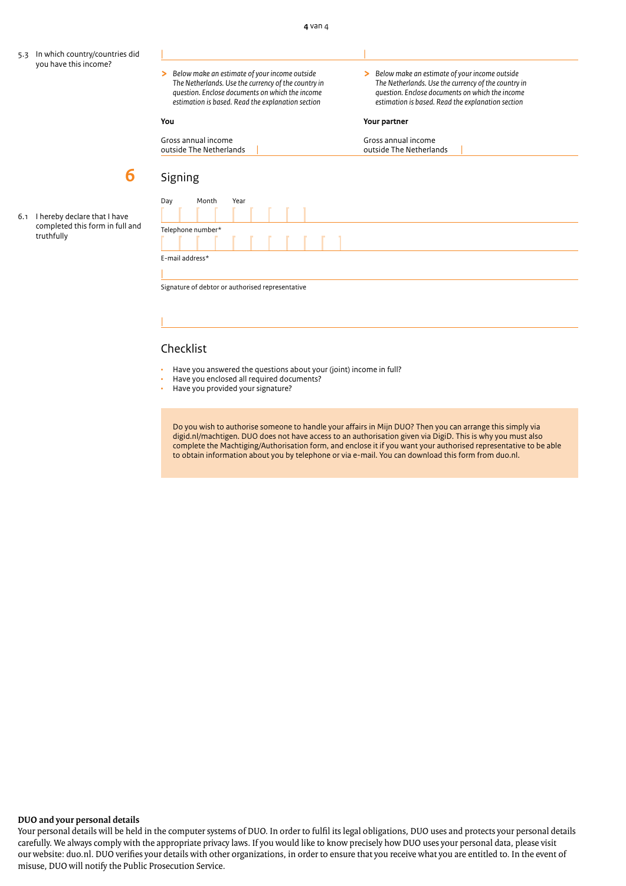5.3 In which country/countries did you have this income?

> *Below make an estimate of your income outside The Netherlands. Use the currency of the country in question. Enclose documents on which the income estimation is based. Read the explanation section*

> *Below make an estimate of your income outside The Netherlands. Use the currency of the country in question. Enclose documents on which the income estimation is based. Read the explanation section*

| **You** | **Your partner** |
| --- | --- |
| Gross annual income outside The Netherlands | Gross annual income outside The Netherlands |

## 6 Signing

6.1 I hereby declare that I have completed this form in full and truthfully

Day Month Year

Telephone number*

E-mail address*

Signature of debtor or authorised representative

## Checklist

- Have you answered the questions about your (joint) income in full?
- Have you enclosed all required documents?
- Have you provided your signature?

Do you wish to authorise someone to handle your affairs in Mijn DUO? Then you can arrange this simply via digid.nl/machtigen. DUO does not have access to an authorisation given via DigiD. This is why you must also complete the Machtiging/Authorisation form, and enclose it if you want your authorised representative to be able to obtain information about you by telephone or via e-mail. You can download this form from duo.nl.

**DUO and your personal details**

Your personal details will be held in the computer systems of DUO. In order to fulfil its legal obligations, DUO uses and protects your personal details carefully. We always comply with the appropriate privacy laws. If you would like to know precisely how DUO uses your personal data, please visit our website: duo.nl. DUO verifies your details with other organizations, in order to ensure that you receive what you are entitled to. In the event of misuse, DUO will notify the Public Prosecution Service.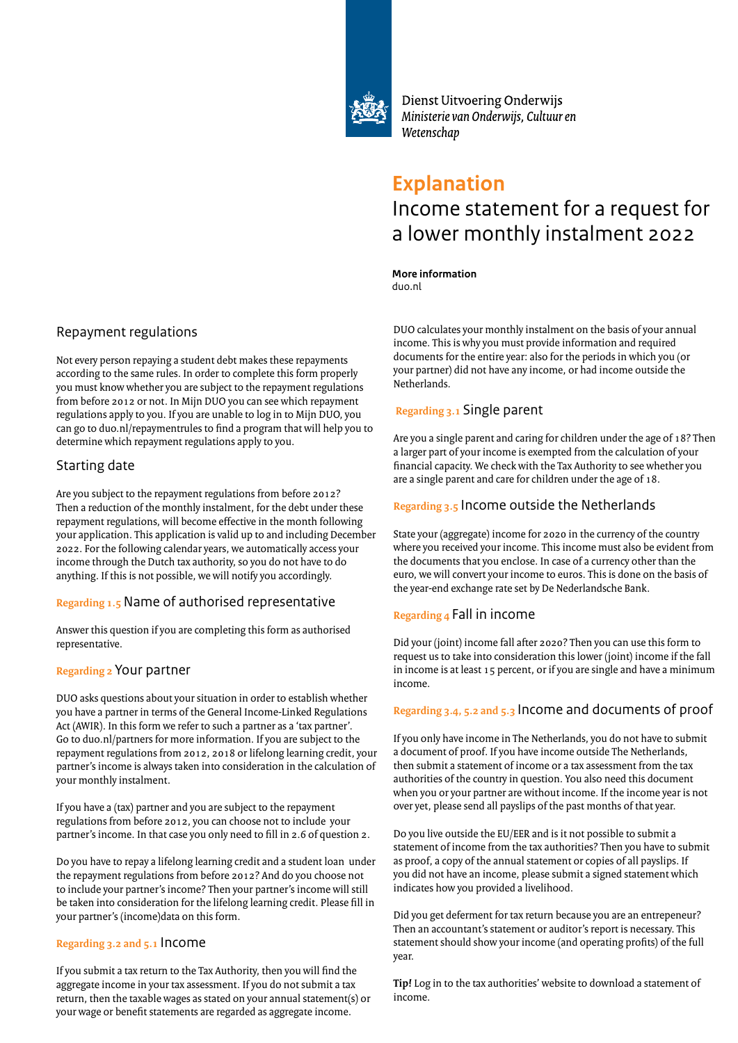Dienst Uitvoering Onderwijs
*Ministerie van Onderwijs, Cultuur en Wetenschap*

# Explanation

## Income statement for a request for a lower monthly instalment 2022

**More information**
duo.nl

### Repayment regulations

Not every person repaying a student debt makes these repayments according to the same rules. In order to complete this form properly you must know whether you are subject to the repayment regulations from before 2012 or not. In Mijn DUO you can see which repayment regulations apply to you. If you are unable to log in to Mijn DUO, you can go to duo.nl/repaymentrules to find a program that will help you to determine which repayment regulations apply to you.

### Starting date

Are you subject to the repayment regulations from before 2012? Then a reduction of the monthly instalment, for the debt under these repayment regulations, will become effective in the month following your application. This application is valid up to and including December 2022. For the following calendar years, we automatically access your income through the Dutch tax authority, so you do not have to do anything. If this is not possible, we will notify you accordingly.

### Regarding 1.5 Name of authorised representative

Answer this question if you are completing this form as authorised representative.

### Regarding 2 Your partner

DUO asks questions about your situation in order to establish whether you have a partner in terms of the General Income-Linked Regulations Act (AWIR). In this form we refer to such a partner as a 'tax partner'. Go to duo.nl/partners for more information. If you are subject to the repayment regulations from 2012, 2018 or lifelong learning credit, your partner's income is always taken into consideration in the calculation of your monthly instalment.

If you have a (tax) partner and you are subject to the repayment regulations from before 2012, you can choose not to include your partner's income. In that case you only need to fill in 2.6 of question 2.

Do you have to repay a lifelong learning credit and a student loan under the repayment regulations from before 2012? And do you choose not to include your partner's income? Then your partner's income will still be taken into consideration for the lifelong learning credit. Please fill in your partner's (income)data on this form.

### Regarding 3.2 and 5.1 Income

If you submit a tax return to the Tax Authority, then you will find the aggregate income in your tax assessment. If you do not submit a tax return, then the taxable wages as stated on your annual statement(s) or your wage or benefit statements are regarded as aggregate income.

DUO calculates your monthly instalment on the basis of your annual income. This is why you must provide information and required documents for the entire year: also for the periods in which you (or your partner) did not have any income, or had income outside the Netherlands.

### Regarding 3.1 Single parent

Are you a single parent and caring for children under the age of 18? Then a larger part of your income is exempted from the calculation of your financial capacity. We check with the Tax Authority to see whether you are a single parent and care for children under the age of 18.

### Regarding 3.5 Income outside the Netherlands

State your (aggregate) income for 2020 in the currency of the country where you received your income. This income must also be evident from the documents that you enclose. In case of a currency other than the euro, we will convert your income to euros. This is done on the basis of the year-end exchange rate set by De Nederlandsche Bank.

### Regarding 4 Fall in income

Did your (joint) income fall after 2020? Then you can use this form to request us to take into consideration this lower (joint) income if the fall in income is at least 15 percent, or if you are single and have a minimum income.

### Regarding 3.4, 5.2 and 5.3 Income and documents of proof

If you only have income in The Netherlands, you do not have to submit a document of proof. If you have income outside The Netherlands, then submit a statement of income or a tax assessment from the tax authorities of the country in question. You also need this document when you or your partner are without income. If the income year is not over yet, please send all payslips of the past months of that year.

Do you live outside the EU/EER and is it not possible to submit a statement of income from the tax authorities? Then you have to submit as proof, a copy of the annual statement or copies of all payslips. If you did not have an income, please submit a signed statement which indicates how you provided a livelihood.

Did you get deferment for tax return because you are an entrepeneur? Then an accountant's statement or auditor's report is necessary. This statement should show your income (and operating profits) of the full year.

**Tip!** Log in to the tax authorities' website to download a statement of income.